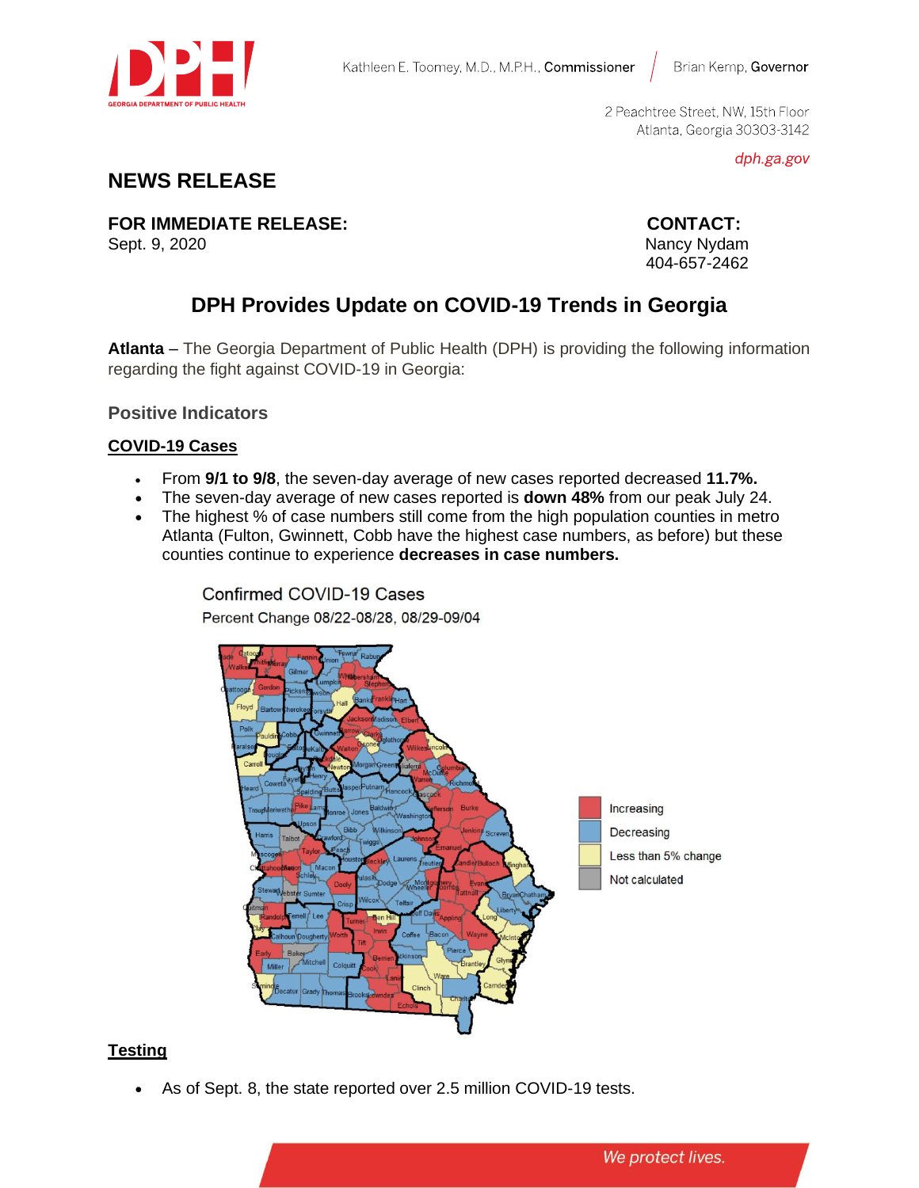# NEWS RELEASE

**FOR IMMEDIATE RELEASE:**
Sept. 9, 2020

**CONTACT:**
Nancy Nydam
404-657-2462

## DPH Provides Update on COVID-19 Trends in Georgia

**Atlanta** – The Georgia Department of Public Health (DPH) is providing the following information regarding the fight against COVID-19 in Georgia:

### Positive Indicators

**COVID-19 Cases**

- From **9/1 to 9/8**, the seven-day average of new cases reported decreased **11.7%.**
- The seven-day average of new cases reported is **down 48%** from our peak July 24.
- The highest % of case numbers still come from the high population counties in metro Atlanta (Fulton, Gwinnett, Cobb have the highest case numbers, as before) but these counties continue to experience **decreases in case numbers.**

Confirmed COVID-19 Cases
Percent Change 08/22-08/28, 08/29-09/04

Increasing
Decreasing
Less than 5% change
Not calculated

**Testing**

- As of Sept. 8, the state reported over 2.5 million COVID-19 tests.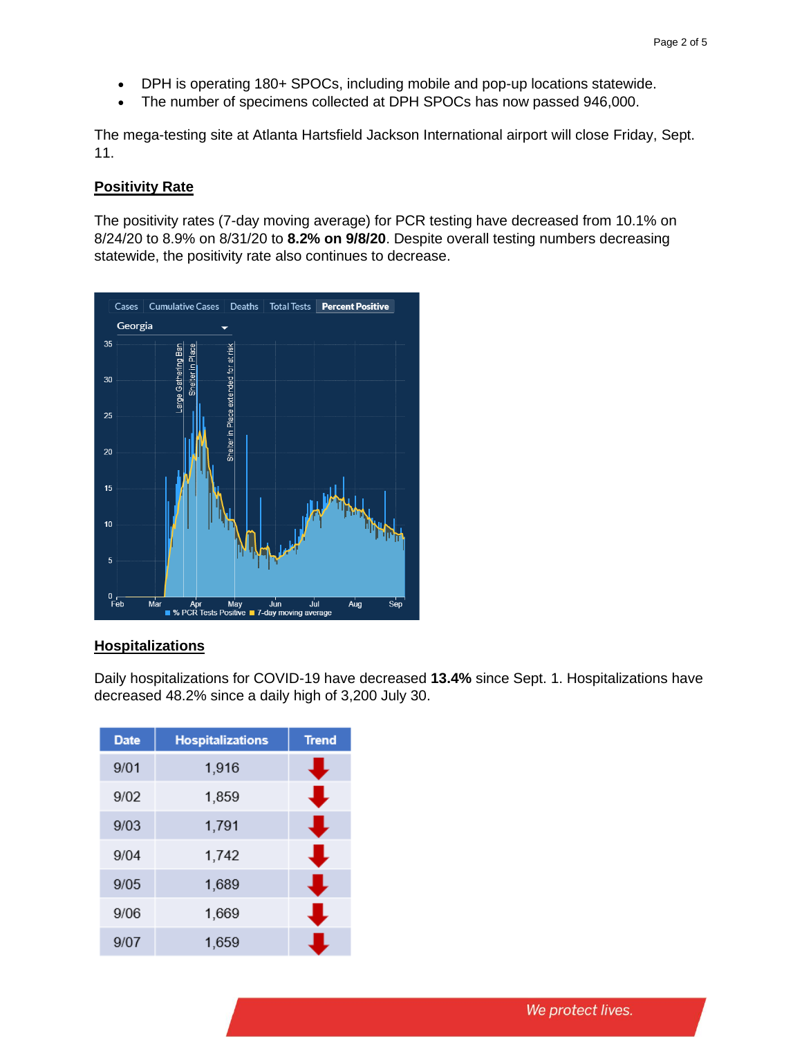- DPH is operating 180+ SPOCs, including mobile and pop-up locations statewide.
- The number of specimens collected at DPH SPOCs has now passed 946,000.

The mega-testing site at Atlanta Hartsfield Jackson International airport will close Friday, Sept. 11.

## Positivity Rate

The positivity rates (7-day moving average) for PCR testing have decreased from 10.1% on 8/24/20 to 8.9% on 8/31/20 to **8.2% on 9/8/20**. Despite overall testing numbers decreasing statewide, the positivity rate also continues to decrease.

## Hospitalizations

Daily hospitalizations for COVID-19 have decreased **13.4%** since Sept. 1. Hospitalizations have decreased 48.2% since a daily high of 3,200 July 30.

| Date | Hospitalizations | Trend |
|---|---|---|
| 9/01 | 1,916 | ↓ |
| 9/02 | 1,859 | ↓ |
| 9/03 | 1,791 | ↓ |
| 9/04 | 1,742 | ↓ |
| 9/05 | 1,689 | ↓ |
| 9/06 | 1,669 | ↓ |
| 9/07 | 1,659 | ↓ |

*We protect lives.*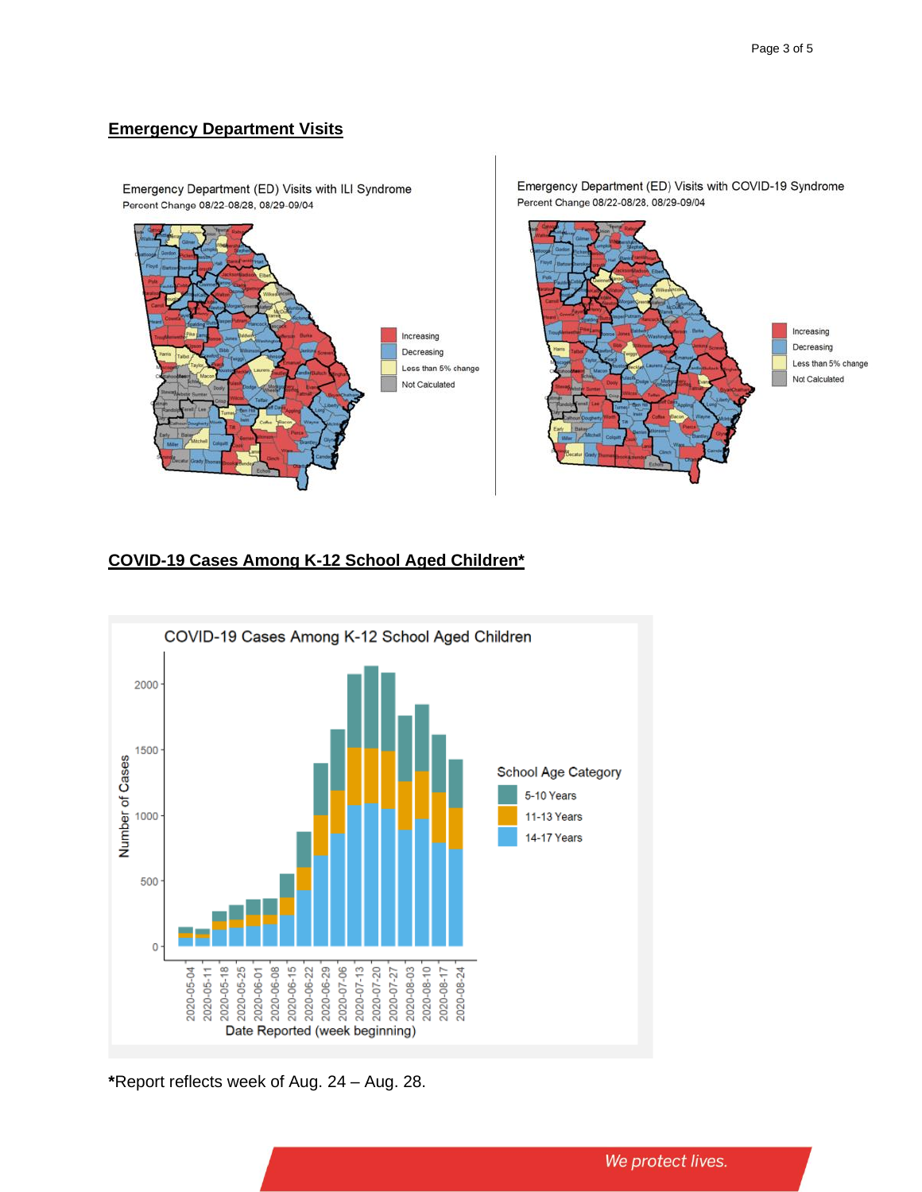## Emergency Department Visits

Emergency Department (ED) Visits with ILI Syndrome
Percent Change 08/22-08/28, 08/29-09/04

Increasing
Decreasing
Less than 5% change
Not Calculated

Emergency Department (ED) Visits with COVID-19 Syndrome
Percent Change 08/22-08/28, 08/29-09/04

Increasing
Decreasing
Less than 5% change
Not Calculated

## COVID-19 Cases Among K-12 School Aged Children*

COVID-19 Cases Among K-12 School Aged Children

School Age Category: 5-10 Years, 11-13 Years, 14-17 Years

Number of Cases

Date Reported (week beginning): 2020-05-04, 2020-05-11, 2020-05-18, 2020-05-25, 2020-06-01, 2020-06-08, 2020-06-15, 2020-06-22, 2020-06-29, 2020-07-06, 2020-07-13, 2020-07-20, 2020-07-27, 2020-08-03, 2020-08-10, 2020-08-17, 2020-08-24

*Report reflects week of Aug. 24 – Aug. 28.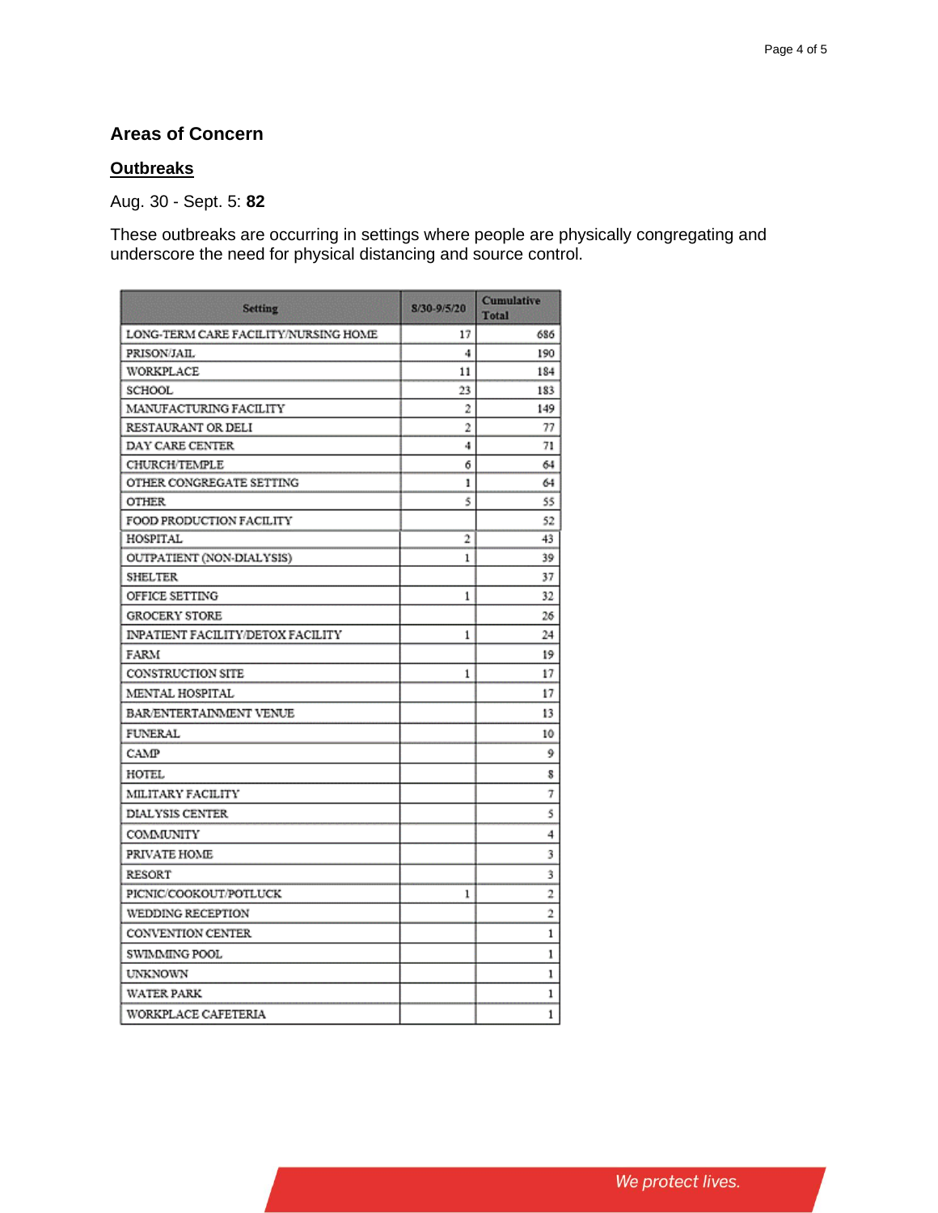## Areas of Concern

### Outbreaks

Aug. 30 - Sept. 5: **82**

These outbreaks are occurring in settings where people are physically congregating and underscore the need for physical distancing and source control.

| Setting | 8/30-9/5/20 | Cumulative Total |
|---|---|---|
| LONG-TERM CARE FACILITY/NURSING HOME | 17 | 686 |
| PRISON/JAIL | 4 | 190 |
| WORKPLACE | 11 | 184 |
| SCHOOL | 23 | 183 |
| MANUFACTURING FACILITY | 2 | 149 |
| RESTAURANT OR DELI | 2 | 77 |
| DAY CARE CENTER | 4 | 71 |
| CHURCH/TEMPLE | 6 | 64 |
| OTHER CONGREGATE SETTING | 1 | 64 |
| OTHER | 5 | 55 |
| FOOD PRODUCTION FACILITY | | 52 |
| HOSPITAL | 2 | 43 |
| OUTPATIENT (NON-DIALYSIS) | 1 | 39 |
| SHELTER | | 37 |
| OFFICE SETTING | 1 | 32 |
| GROCERY STORE | | 26 |
| INPATIENT FACILITY/DETOX FACILITY | 1 | 24 |
| FARM | | 19 |
| CONSTRUCTION SITE | 1 | 17 |
| MENTAL HOSPITAL | | 17 |
| BAR/ENTERTAINMENT VENUE | | 13 |
| FUNERAL | | 10 |
| CAMP | | 9 |
| HOTEL | | 8 |
| MILITARY FACILITY | | 7 |
| DIALYSIS CENTER | | 5 |
| COMMUNITY | | 4 |
| PRIVATE HOME | | 3 |
| RESORT | | 3 |
| PICNIC/COOKOUT/POTLUCK | 1 | 2 |
| WEDDING RECEPTION | | 2 |
| CONVENTION CENTER | | 1 |
| SWIMMING POOL | | 1 |
| UNKNOWN | | 1 |
| WATER PARK | | 1 |
| WORKPLACE CAFETERIA | | 1 |

*We protect lives.*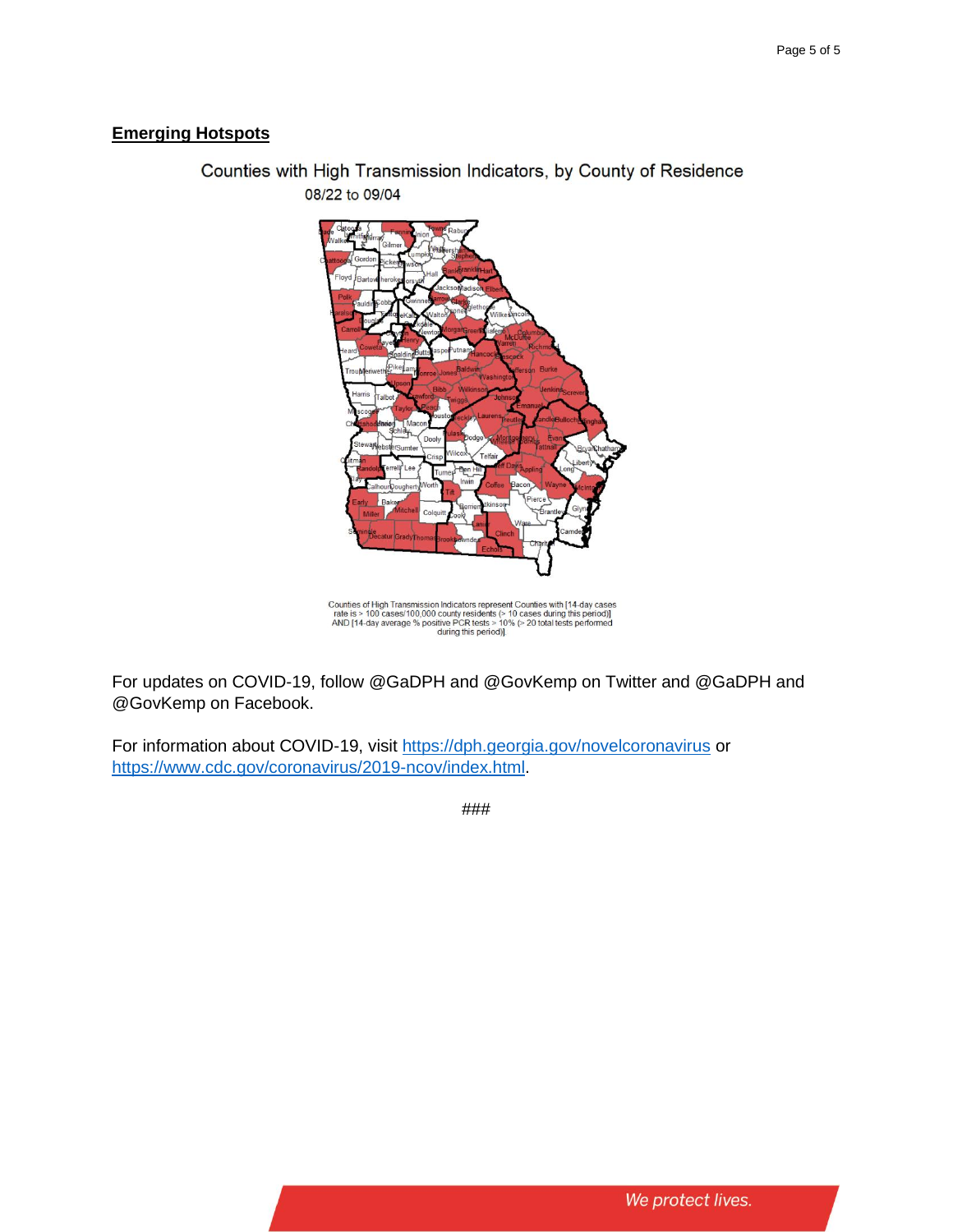## Emerging Hotspots

Counties with High Transmission Indicators, by County of Residence

08/22 to 09/04

Counties of High Transmission Indicators represent Counties with [14-day cases rate is > 100 cases/100,000 county residents (> 10 cases during this period)] AND [14-day average % positive PCR tests > 10% (> 20 total tests performed during this period)].

For updates on COVID-19, follow @GaDPH and @GovKemp on Twitter and @GaDPH and @GovKemp on Facebook.

For information about COVID-19, visit https://dph.georgia.gov/novelcoronavirus or https://www.cdc.gov/coronavirus/2019-ncov/index.html.

###

*We protect lives.*